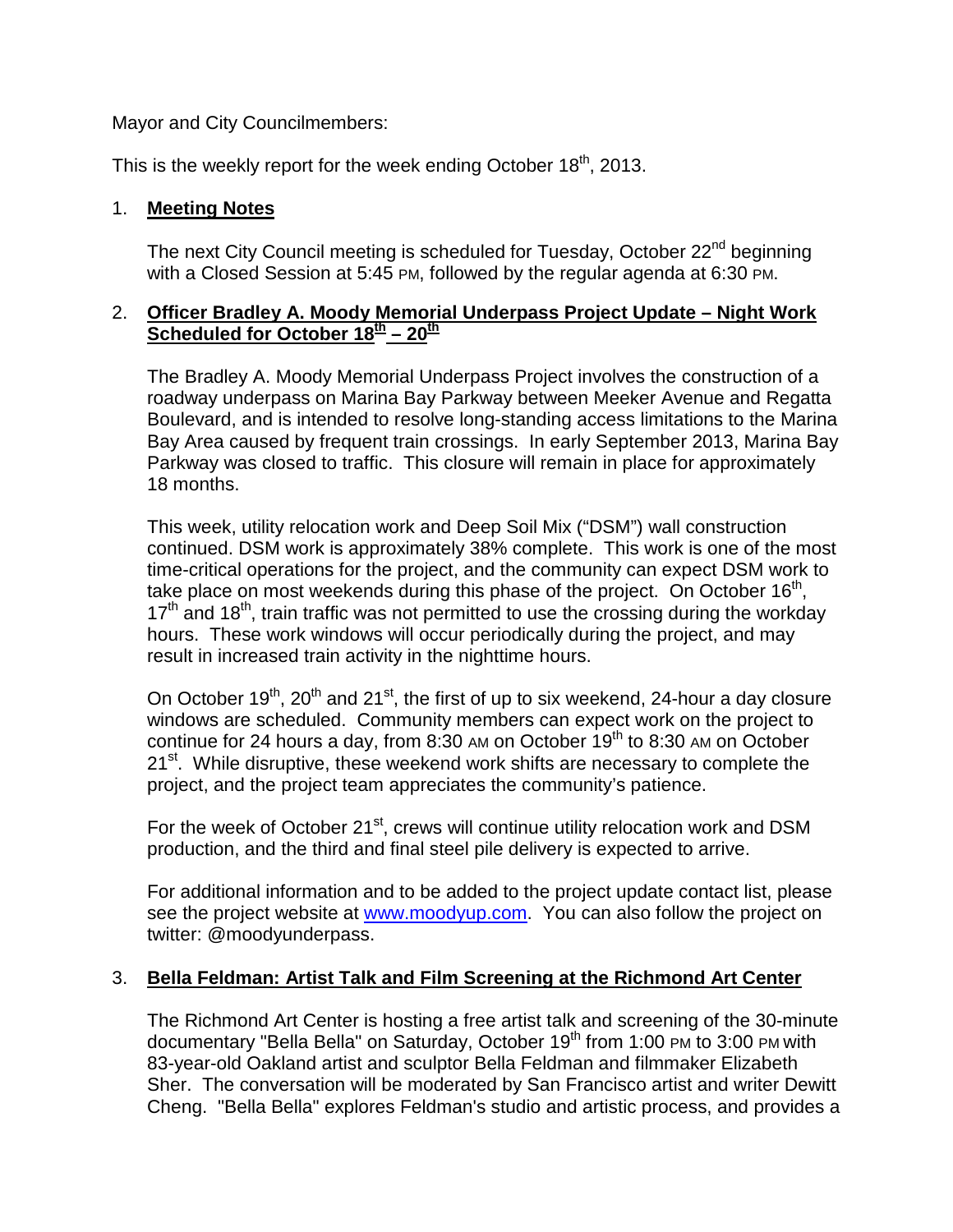Mayor and City Councilmembers:

This is the weekly report for the week ending October 18th, 2013.

1. **Meeting Notes**

   The next City Council meeting is scheduled for Tuesday, October 22nd beginning with a Closed Session at 5:45 PM, followed by the regular agenda at 6:30 PM.

2. **Officer Bradley A. Moody Memorial Underpass Project Update – Night Work Scheduled for October 18th – 20th**

   The Bradley A. Moody Memorial Underpass Project involves the construction of a roadway underpass on Marina Bay Parkway between Meeker Avenue and Regatta Boulevard, and is intended to resolve long-standing access limitations to the Marina Bay Area caused by frequent train crossings. In early September 2013, Marina Bay Parkway was closed to traffic. This closure will remain in place for approximately 18 months.

   This week, utility relocation work and Deep Soil Mix ("DSM") wall construction continued. DSM work is approximately 38% complete. This work is one of the most time-critical operations for the project, and the community can expect DSM work to take place on most weekends during this phase of the project. On October 16th, 17th and 18th, train traffic was not permitted to use the crossing during the workday hours. These work windows will occur periodically during the project, and may result in increased train activity in the nighttime hours.

   On October 19th, 20th and 21st, the first of up to six weekend, 24-hour a day closure windows are scheduled. Community members can expect work on the project to continue for 24 hours a day, from 8:30 AM on October 19th to 8:30 AM on October 21st. While disruptive, these weekend work shifts are necessary to complete the project, and the project team appreciates the community's patience.

   For the week of October 21st, crews will continue utility relocation work and DSM production, and the third and final steel pile delivery is expected to arrive.

   For additional information and to be added to the project update contact list, please see the project website at www.moodyup.com. You can also follow the project on twitter: @moodyunderpass.

3. **Bella Feldman: Artist Talk and Film Screening at the Richmond Art Center**

   The Richmond Art Center is hosting a free artist talk and screening of the 30-minute documentary "Bella Bella" on Saturday, October 19th from 1:00 PM to 3:00 PM with 83-year-old Oakland artist and sculptor Bella Feldman and filmmaker Elizabeth Sher. The conversation will be moderated by San Francisco artist and writer Dewitt Cheng. "Bella Bella" explores Feldman's studio and artistic process, and provides a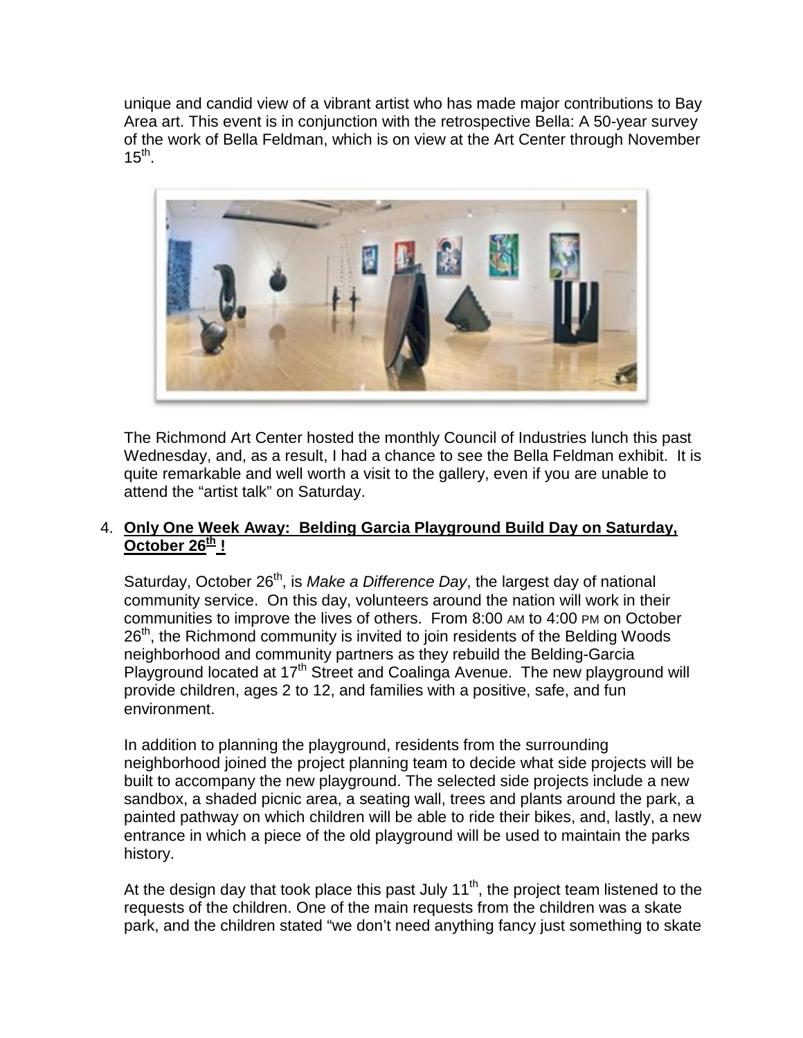unique and candid view of a vibrant artist who has made major contributions to Bay Area art. This event is in conjunction with the retrospective Bella: A 50-year survey of the work of Bella Feldman, which is on view at the Art Center through November 15th.

The Richmond Art Center hosted the monthly Council of Industries lunch this past Wednesday, and, as a result, I had a chance to see the Bella Feldman exhibit. It is quite remarkable and well worth a visit to the gallery, even if you are unable to attend the "artist talk" on Saturday.

4. **Only One Week Away: Belding Garcia Playground Build Day on Saturday, October 26th !**

   Saturday, October 26th, is *Make a Difference Day*, the largest day of national community service. On this day, volunteers around the nation will work in their communities to improve the lives of others. From 8:00 AM to 4:00 PM on October 26th, the Richmond community is invited to join residents of the Belding Woods neighborhood and community partners as they rebuild the Belding-Garcia Playground located at 17th Street and Coalinga Avenue. The new playground will provide children, ages 2 to 12, and families with a positive, safe, and fun environment.

   In addition to planning the playground, residents from the surrounding neighborhood joined the project planning team to decide what side projects will be built to accompany the new playground. The selected side projects include a new sandbox, a shaded picnic area, a seating wall, trees and plants around the park, a painted pathway on which children will be able to ride their bikes, and, lastly, a new entrance in which a piece of the old playground will be used to maintain the parks history.

   At the design day that took place this past July 11th, the project team listened to the requests of the children. One of the main requests from the children was a skate park, and the children stated "we don't need anything fancy just something to skate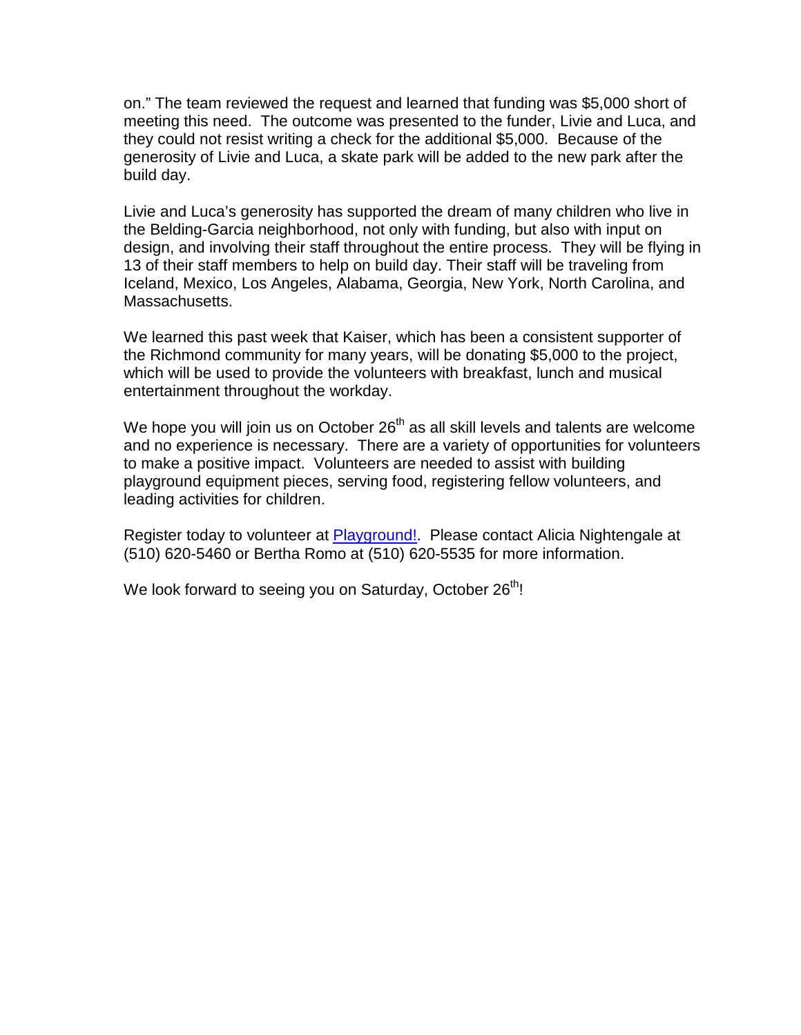on." The team reviewed the request and learned that funding was $5,000 short of meeting this need. The outcome was presented to the funder, Livie and Luca, and they could not resist writing a check for the additional $5,000. Because of the generosity of Livie and Luca, a skate park will be added to the new park after the build day.

Livie and Luca's generosity has supported the dream of many children who live in the Belding-Garcia neighborhood, not only with funding, but also with input on design, and involving their staff throughout the entire process. They will be flying in 13 of their staff members to help on build day. Their staff will be traveling from Iceland, Mexico, Los Angeles, Alabama, Georgia, New York, North Carolina, and Massachusetts.

We learned this past week that Kaiser, which has been a consistent supporter of the Richmond community for many years, will be donating $5,000 to the project, which will be used to provide the volunteers with breakfast, lunch and musical entertainment throughout the workday.

We hope you will join us on October 26th as all skill levels and talents are welcome and no experience is necessary. There are a variety of opportunities for volunteers to make a positive impact. Volunteers are needed to assist with building playground equipment pieces, serving food, registering fellow volunteers, and leading activities for children.

Register today to volunteer at Playground!. Please contact Alicia Nightengale at (510) 620-5460 or Bertha Romo at (510) 620-5535 for more information.

We look forward to seeing you on Saturday, October 26th!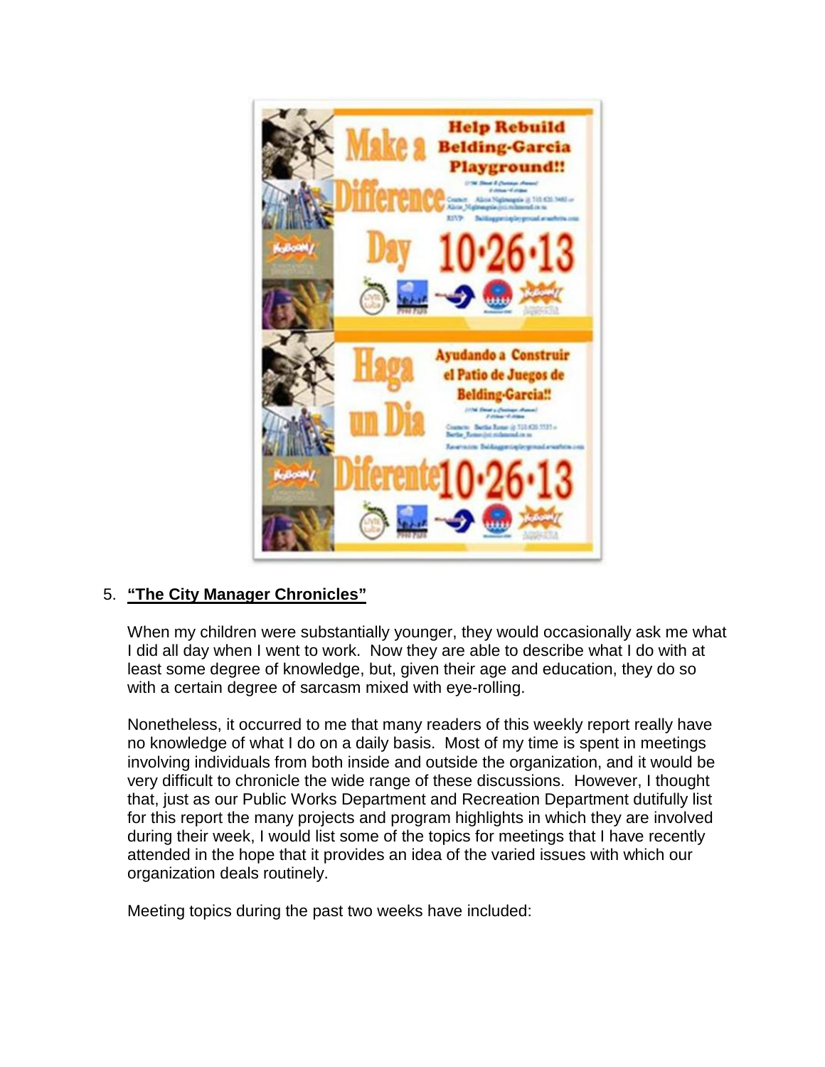5. **"The City Manager Chronicles"**

   When my children were substantially younger, they would occasionally ask me what I did all day when I went to work. Now they are able to describe what I do with at least some degree of knowledge, but, given their age and education, they do so with a certain degree of sarcasm mixed with eye-rolling.

   Nonetheless, it occurred to me that many readers of this weekly report really have no knowledge of what I do on a daily basis. Most of my time is spent in meetings involving individuals from both inside and outside the organization, and it would be very difficult to chronicle the wide range of these discussions. However, I thought that, just as our Public Works Department and Recreation Department dutifully list for this report the many projects and program highlights in which they are involved during their week, I would list some of the topics for meetings that I have recently attended in the hope that it provides an idea of the varied issues with which our organization deals routinely.

   Meeting topics during the past two weeks have included: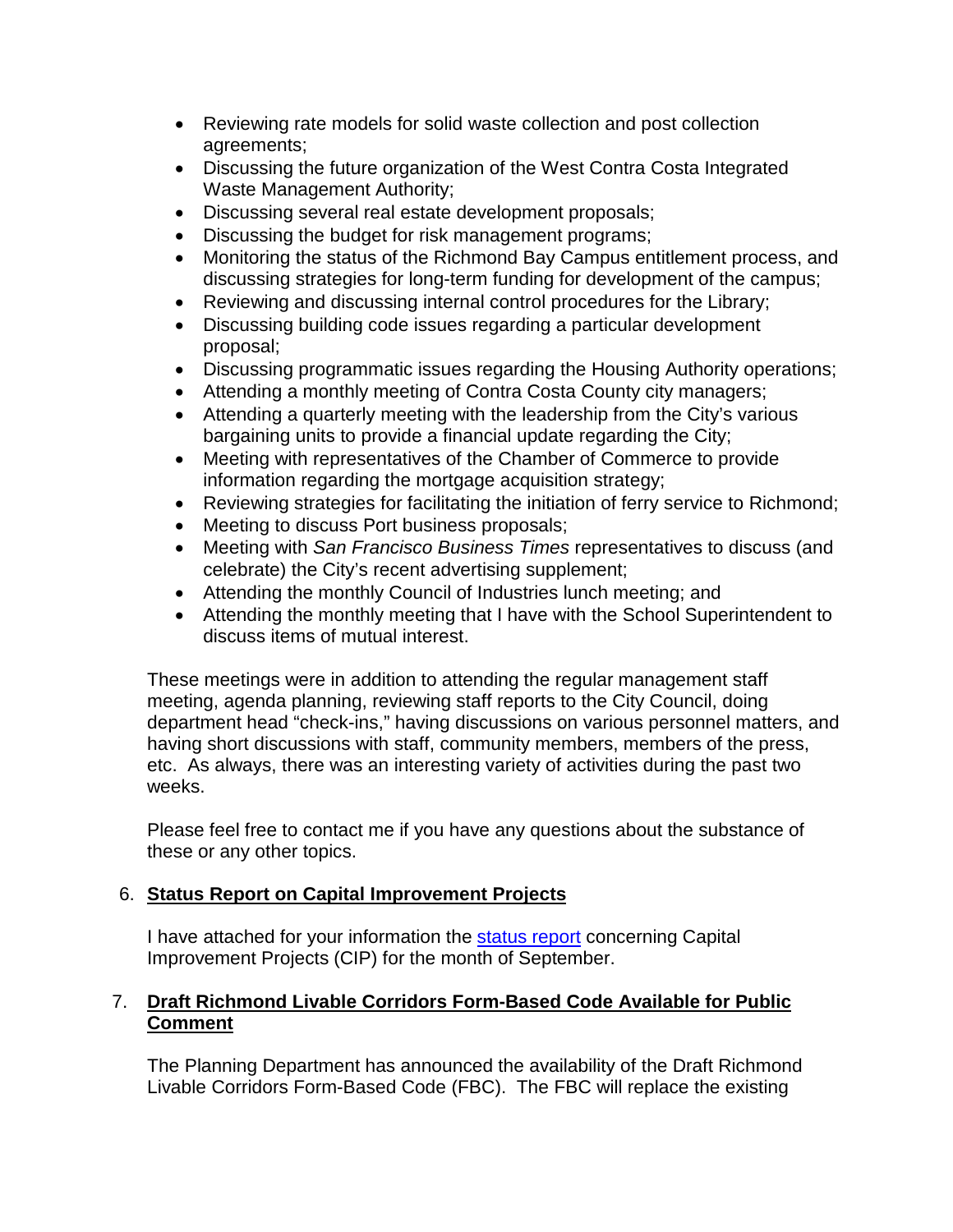- Reviewing rate models for solid waste collection and post collection agreements;
- Discussing the future organization of the West Contra Costa Integrated Waste Management Authority;
- Discussing several real estate development proposals;
- Discussing the budget for risk management programs;
- Monitoring the status of the Richmond Bay Campus entitlement process, and discussing strategies for long-term funding for development of the campus;
- Reviewing and discussing internal control procedures for the Library;
- Discussing building code issues regarding a particular development proposal;
- Discussing programmatic issues regarding the Housing Authority operations;
- Attending a monthly meeting of Contra Costa County city managers;
- Attending a quarterly meeting with the leadership from the City's various bargaining units to provide a financial update regarding the City;
- Meeting with representatives of the Chamber of Commerce to provide information regarding the mortgage acquisition strategy;
- Reviewing strategies for facilitating the initiation of ferry service to Richmond;
- Meeting to discuss Port business proposals;
- Meeting with *San Francisco Business Times* representatives to discuss (and celebrate) the City's recent advertising supplement;
- Attending the monthly Council of Industries lunch meeting; and
- Attending the monthly meeting that I have with the School Superintendent to discuss items of mutual interest.

These meetings were in addition to attending the regular management staff meeting, agenda planning, reviewing staff reports to the City Council, doing department head "check-ins," having discussions on various personnel matters, and having short discussions with staff, community members, members of the press, etc. As always, there was an interesting variety of activities during the past two weeks.

Please feel free to contact me if you have any questions about the substance of these or any other topics.

6. **Status Report on Capital Improvement Projects**

I have attached for your information the status report concerning Capital Improvement Projects (CIP) for the month of September.

7. **Draft Richmond Livable Corridors Form-Based Code Available for Public Comment**

The Planning Department has announced the availability of the Draft Richmond Livable Corridors Form-Based Code (FBC). The FBC will replace the existing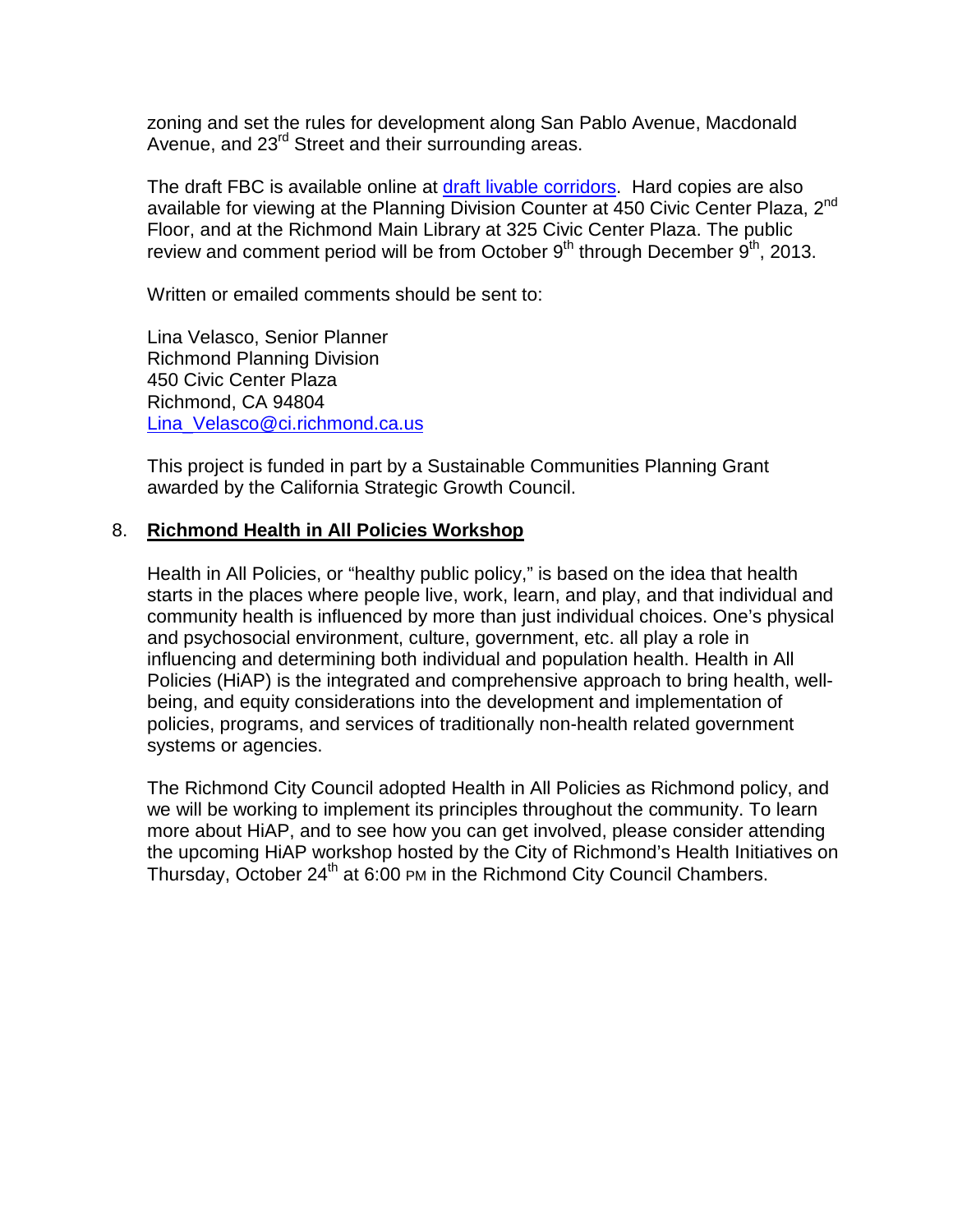zoning and set the rules for development along San Pablo Avenue, Macdonald Avenue, and 23rd Street and their surrounding areas.

The draft FBC is available online at draft livable corridors. Hard copies are also available for viewing at the Planning Division Counter at 450 Civic Center Plaza, 2nd Floor, and at the Richmond Main Library at 325 Civic Center Plaza. The public review and comment period will be from October 9th through December 9th, 2013.

Written or emailed comments should be sent to:

Lina Velasco, Senior Planner
Richmond Planning Division
450 Civic Center Plaza
Richmond, CA 94804
Lina_Velasco@ci.richmond.ca.us

This project is funded in part by a Sustainable Communities Planning Grant awarded by the California Strategic Growth Council.

8. **Richmond Health in All Policies Workshop**

Health in All Policies, or "healthy public policy," is based on the idea that health starts in the places where people live, work, learn, and play, and that individual and community health is influenced by more than just individual choices. One's physical and psychosocial environment, culture, government, etc. all play a role in influencing and determining both individual and population health. Health in All Policies (HiAP) is the integrated and comprehensive approach to bring health, well-being, and equity considerations into the development and implementation of policies, programs, and services of traditionally non-health related government systems or agencies.

The Richmond City Council adopted Health in All Policies as Richmond policy, and we will be working to implement its principles throughout the community. To learn more about HiAP, and to see how you can get involved, please consider attending the upcoming HiAP workshop hosted by the City of Richmond's Health Initiatives on Thursday, October 24th at 6:00 PM in the Richmond City Council Chambers.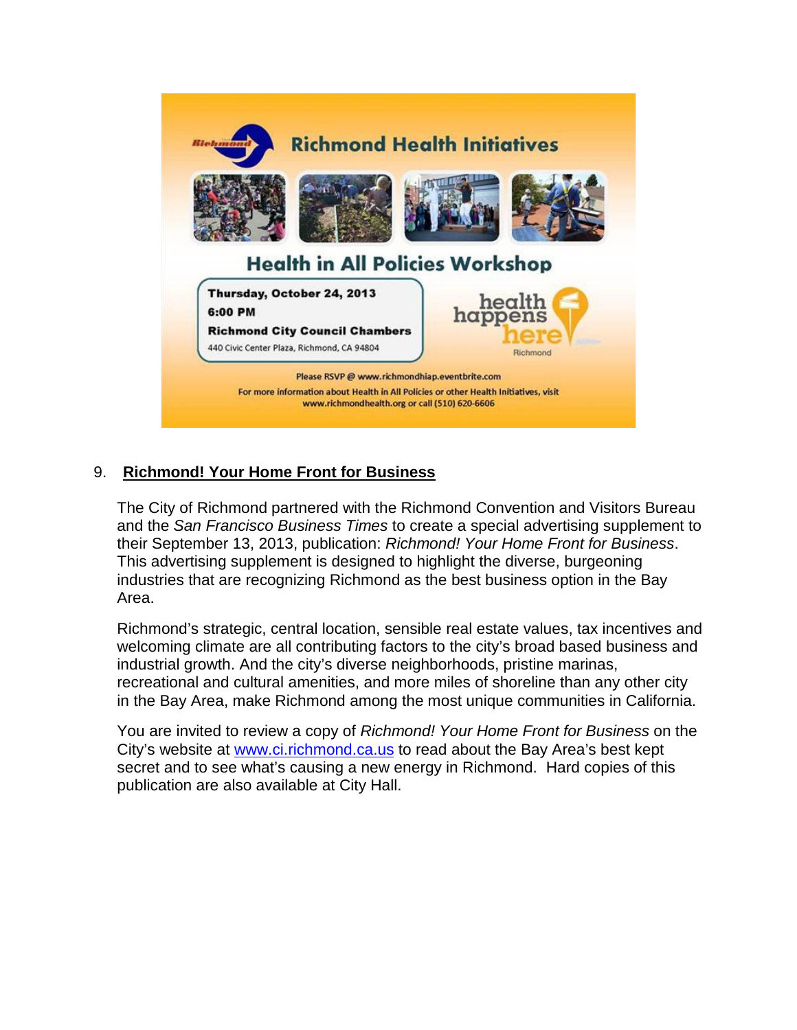Richmond Health Initiatives

Health in All Policies Workshop

**Thursday, October 24, 2013**
**6:00 PM**
**Richmond City Council Chambers**
440 Civic Center Plaza, Richmond, CA 94804

health happens here
Richmond

Please RSVP @ www.richmondhiap.eventbrite.com

For more information about Health in All Policies or other Health Initiatives, visit www.richmondhealth.org or call (510) 620-6606

9. **Richmond! Your Home Front for Business**

The City of Richmond partnered with the Richmond Convention and Visitors Bureau and the *San Francisco Business Times* to create a special advertising supplement to their September 13, 2013, publication: *Richmond! Your Home Front for Business*. This advertising supplement is designed to highlight the diverse, burgeoning industries that are recognizing Richmond as the best business option in the Bay Area.

Richmond's strategic, central location, sensible real estate values, tax incentives and welcoming climate are all contributing factors to the city's broad based business and industrial growth. And the city's diverse neighborhoods, pristine marinas, recreational and cultural amenities, and more miles of shoreline than any other city in the Bay Area, make Richmond among the most unique communities in California.

You are invited to review a copy of *Richmond! Your Home Front for Business* on the City's website at www.ci.richmond.ca.us to read about the Bay Area's best kept secret and to see what's causing a new energy in Richmond. Hard copies of this publication are also available at City Hall.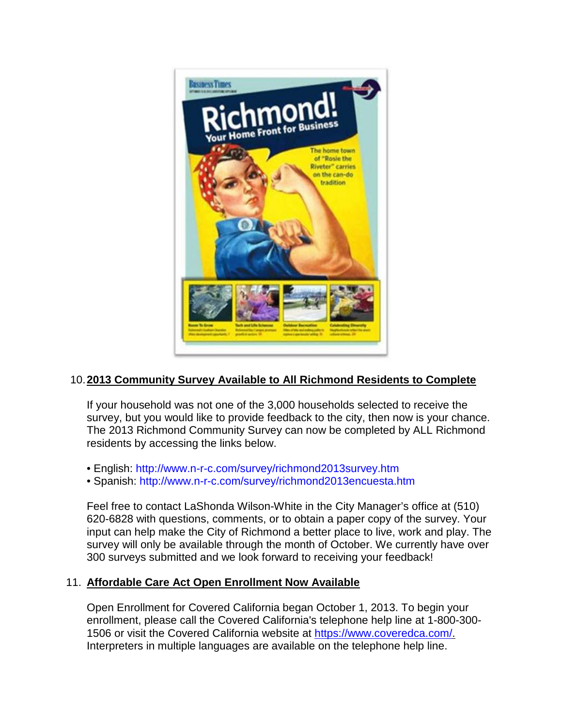10. **2013 Community Survey Available to All Richmond Residents to Complete**

    If your household was not one of the 3,000 households selected to receive the survey, but you would like to provide feedback to the city, then now is your chance. The 2013 Richmond Community Survey can now be completed by ALL Richmond residents by accessing the links below.

    - English: http://www.n-r-c.com/survey/richmond2013survey.htm
    - Spanish: http://www.n-r-c.com/survey/richmond2013encuesta.htm

    Feel free to contact LaShonda Wilson-White in the City Manager's office at (510) 620-6828 with questions, comments, or to obtain a paper copy of the survey. Your input can help make the City of Richmond a better place to live, work and play. The survey will only be available through the month of October. We currently have over 300 surveys submitted and we look forward to receiving your feedback!

11. **Affordable Care Act Open Enrollment Now Available**

    Open Enrollment for Covered California began October 1, 2013. To begin your enrollment, please call the Covered California's telephone help line at 1-800-300-1506 or visit the Covered California website at https://www.coveredca.com/. Interpreters in multiple languages are available on the telephone help line.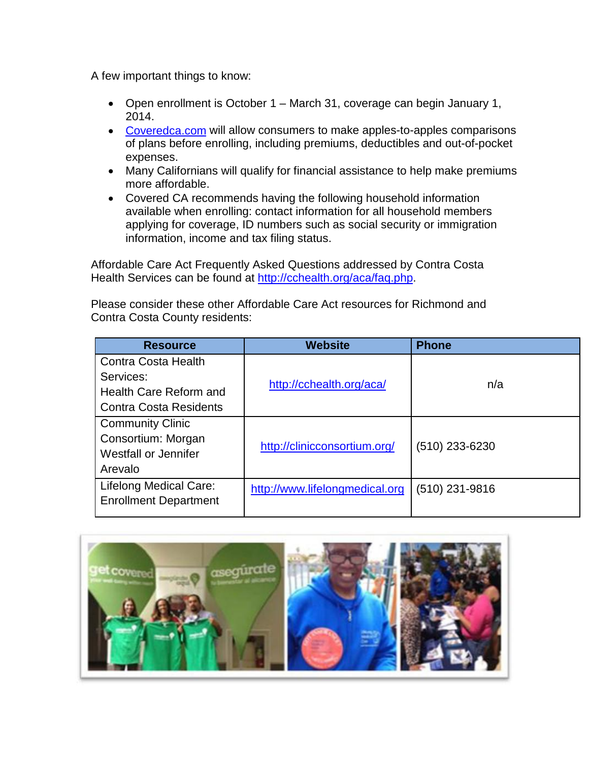A few important things to know:

- Open enrollment is October 1 – March 31, coverage can begin January 1, 2014.
- Coveredca.com will allow consumers to make apples-to-apples comparisons of plans before enrolling, including premiums, deductibles and out-of-pocket expenses.
- Many Californians will qualify for financial assistance to help make premiums more affordable.
- Covered CA recommends having the following household information available when enrolling: contact information for all household members applying for coverage, ID numbers such as social security or immigration information, income and tax filing status.

Affordable Care Act Frequently Asked Questions addressed by Contra Costa Health Services can be found at http://cchealth.org/aca/faq.php.

Please consider these other Affordable Care Act resources for Richmond and Contra Costa County residents:

| Resource | Website | Phone |
| --- | --- | --- |
| Contra Costa Health Services: Health Care Reform and Contra Costa Residents | http://cchealth.org/aca/ | n/a |
| Community Clinic Consortium: Morgan Westfall or Jennifer Arevalo | http://clinicconsortium.org/ | (510) 233-6230 |
| Lifelong Medical Care: Enrollment Department | http://www.lifelongmedical.org | (510) 231-9816 |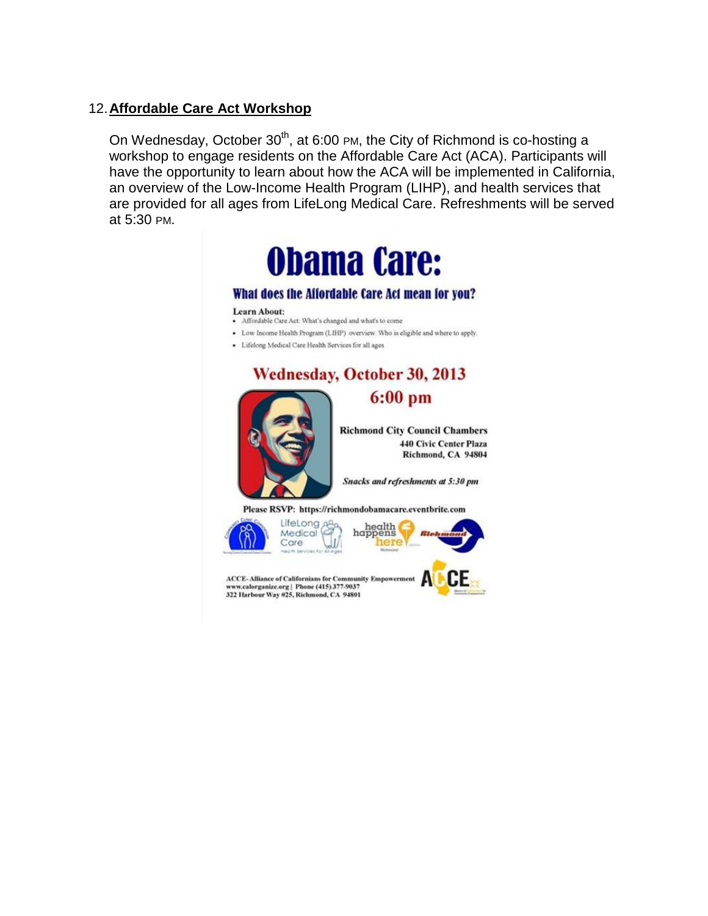12. **Affordable Care Act Workshop**

On Wednesday, October 30th, at 6:00 PM, the City of Richmond is co-hosting a workshop to engage residents on the Affordable Care Act (ACA). Participants will have the opportunity to learn about how the ACA will be implemented in California, an overview of the Low-Income Health Program (LIHP), and health services that are provided for all ages from LifeLong Medical Care. Refreshments will be served at 5:30 PM.

# Obama Care:

## What does the Affordable Care Act mean for you?

**Learn About:**

- Affordable Care Act: What's changed and what's to come
- Low Income Health Program (LIHP) overview: Who is eligible and where to apply
- Lifelong Medical Care Health Services for all ages

**Wednesday, October 30, 2013**

**6:00 pm**

**Richmond City Council Chambers**
**440 Civic Center Plaza**
**Richmond, CA 94804**

***Snacks and refreshments at 5:30 pm***

**Please RSVP: https://richmondobamacare.eventbrite.com**

LifeLong Medical Care — Health Services for All Ages

health happens here

Richmond

**ACCE- Alliance of Californians for Community Empowerment**
**www.calorganize.org | Phone (415) 377-9037**
**322 Harbour Way #25, Richmond, CA 94801**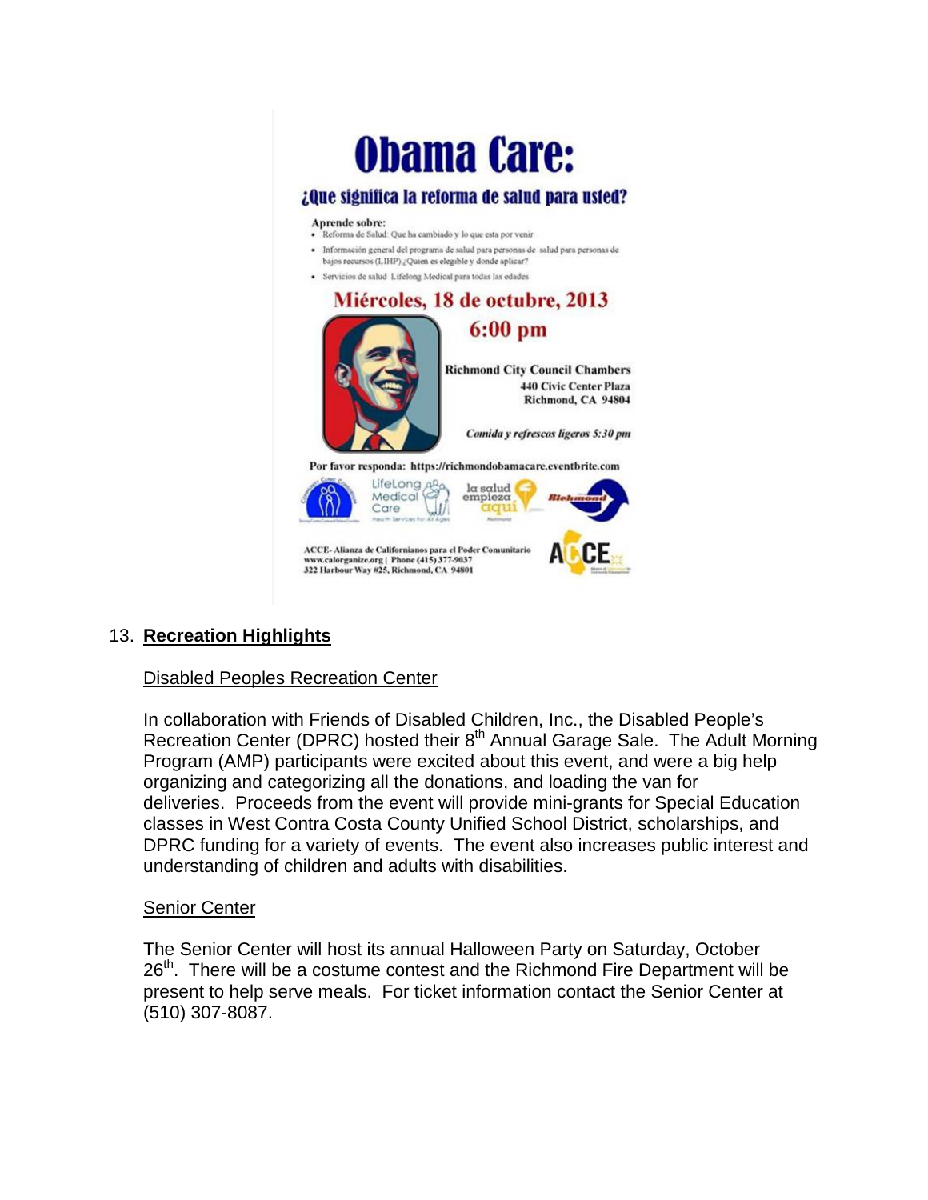# Obama Care:

## ¿Que significa la reforma de salud para usted?

**Aprende sobre:**

- Reforma de Salud: Que ha cambiado y lo que esta por venir
- Información general del programa de salud para personas de salud para personas de bajos recursos (LIHP) ¿Quien es elegible y donde aplicar?
- Servicios de salud Lifelong Medical para todas las edades

**Miércoles, 18 de octubre, 2013**

**6:00 pm**

**Richmond City Council Chambers**
**440 Civic Center Plaza**
**Richmond, CA 94804**

***Comida y refrescos ligeros 5:30 pm***

**Por favor responda: https://richmondobamacare.eventbrite.com**

LifeLong Medical Care — la salud empieza aquí — Richmond

**ACCE- Alianza de Californianos para el Poder Comunitario**
**www.calorganize.org | Phone (415) 377-9037**
**322 Harbour Way #25, Richmond, CA 94801**

13. **Recreation Highlights**

Disabled Peoples Recreation Center

In collaboration with Friends of Disabled Children, Inc., the Disabled People's Recreation Center (DPRC) hosted their 8th Annual Garage Sale. The Adult Morning Program (AMP) participants were excited about this event, and were a big help organizing and categorizing all the donations, and loading the van for deliveries. Proceeds from the event will provide mini-grants for Special Education classes in West Contra Costa County Unified School District, scholarships, and DPRC funding for a variety of events. The event also increases public interest and understanding of children and adults with disabilities.

Senior Center

The Senior Center will host its annual Halloween Party on Saturday, October 26th. There will be a costume contest and the Richmond Fire Department will be present to help serve meals. For ticket information contact the Senior Center at (510) 307-8087.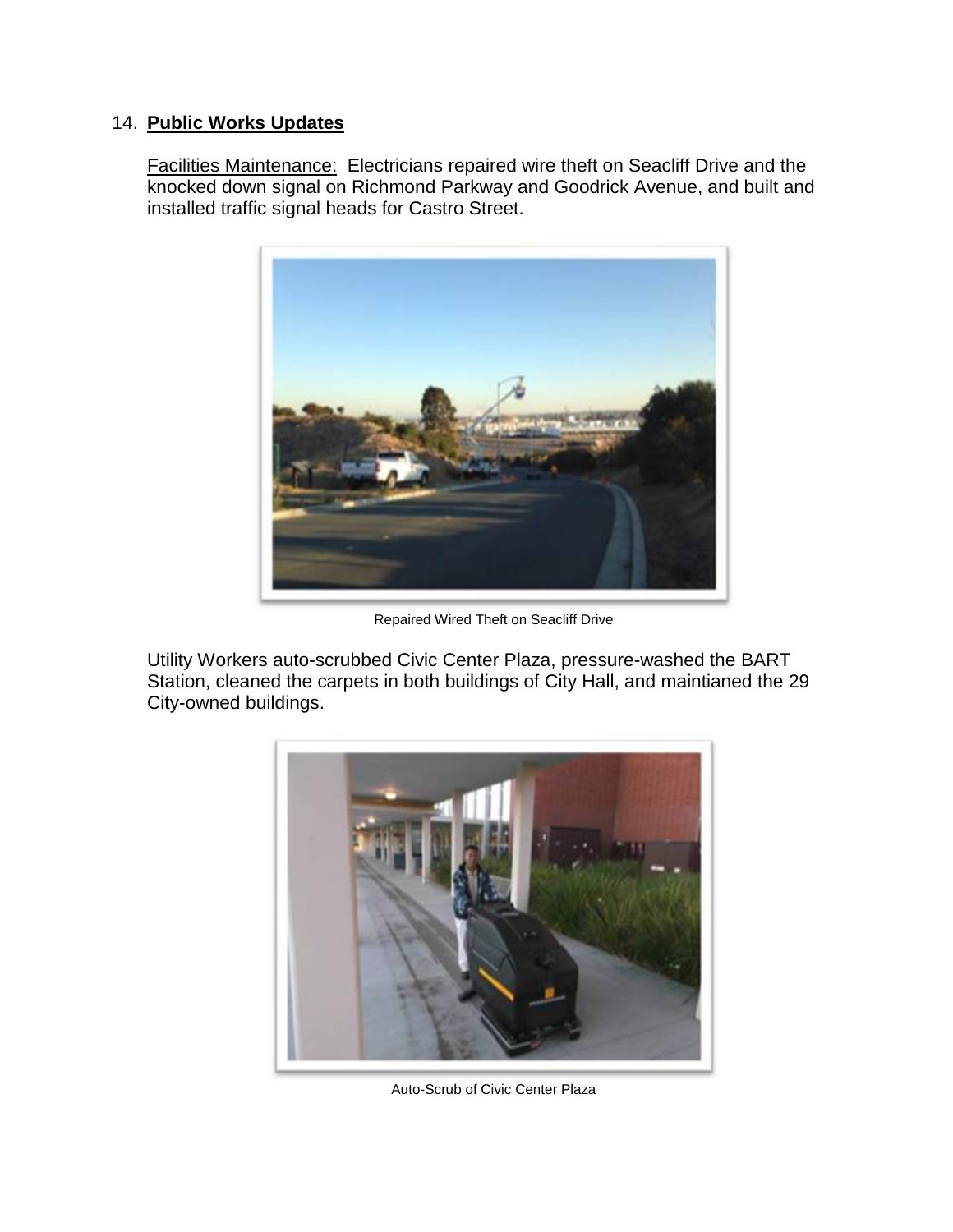14. **Public Works Updates**

Facilities Maintenance: Electricians repaired wire theft on Seacliff Drive and the knocked down signal on Richmond Parkway and Goodrick Avenue, and built and installed traffic signal heads for Castro Street.

Repaired Wired Theft on Seacliff Drive

Utility Workers auto-scrubbed Civic Center Plaza, pressure-washed the BART Station, cleaned the carpets in both buildings of City Hall, and maintianed the 29 City-owned buildings.

Auto-Scrub of Civic Center Plaza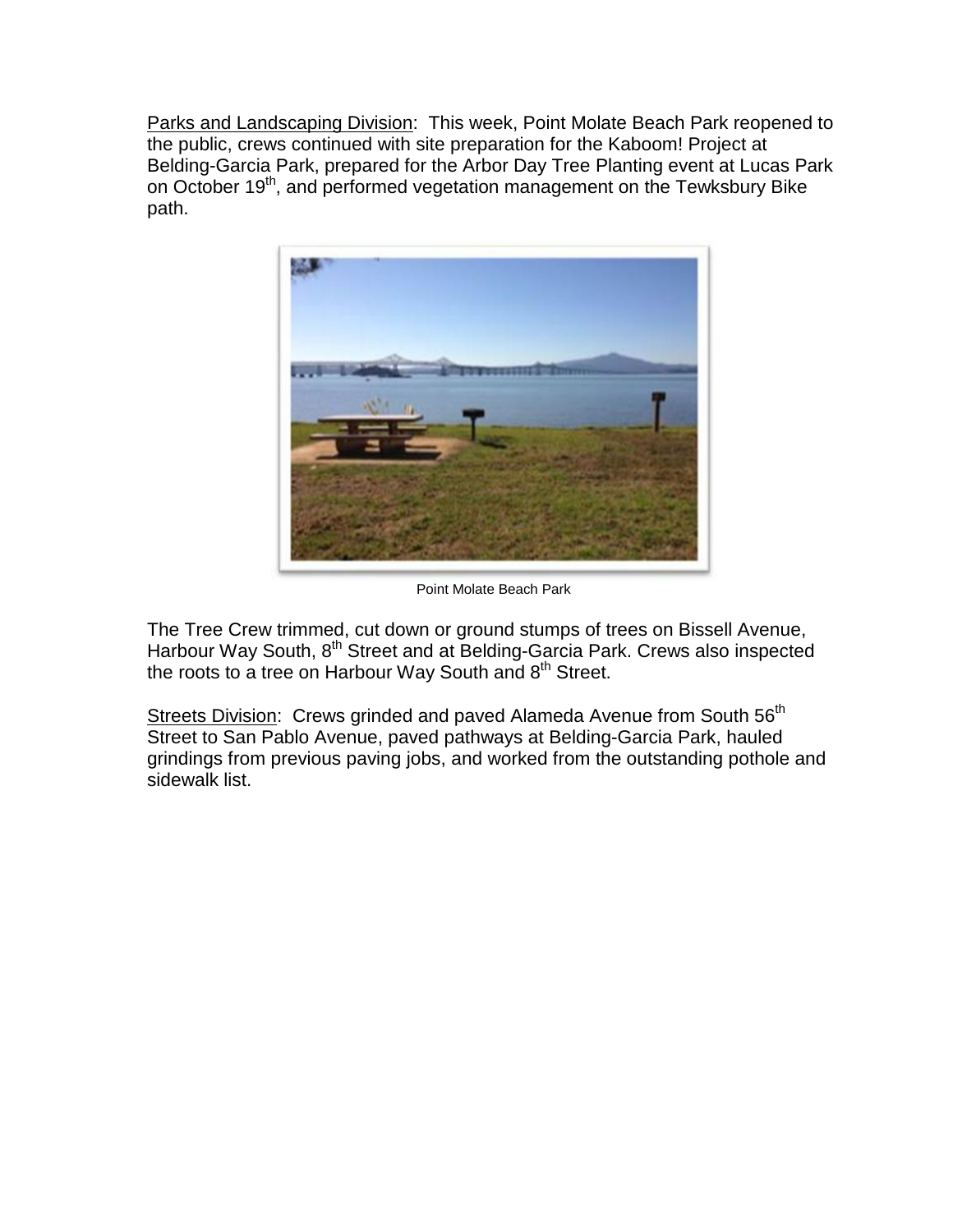Parks and Landscaping Division: This week, Point Molate Beach Park reopened to the public, crews continued with site preparation for the Kaboom! Project at Belding-Garcia Park, prepared for the Arbor Day Tree Planting event at Lucas Park on October 19th, and performed vegetation management on the Tewksbury Bike path.

Point Molate Beach Park

The Tree Crew trimmed, cut down or ground stumps of trees on Bissell Avenue, Harbour Way South, 8th Street and at Belding-Garcia Park. Crews also inspected the roots to a tree on Harbour Way South and 8th Street.

Streets Division: Crews grinded and paved Alameda Avenue from South 56th Street to San Pablo Avenue, paved pathways at Belding-Garcia Park, hauled grindings from previous paving jobs, and worked from the outstanding pothole and sidewalk list.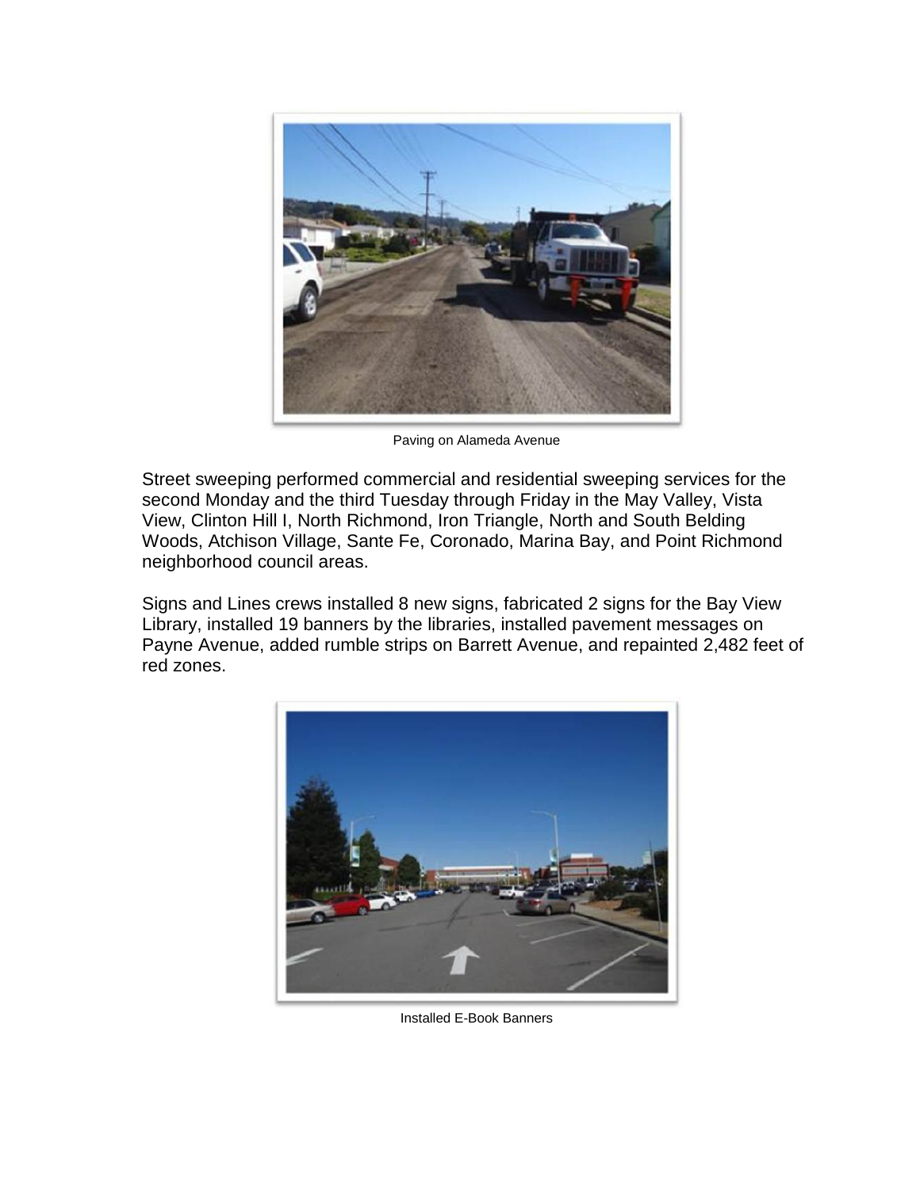Paving on Alameda Avenue

Street sweeping performed commercial and residential sweeping services for the second Monday and the third Tuesday through Friday in the May Valley, Vista View, Clinton Hill I, North Richmond, Iron Triangle, North and South Belding Woods, Atchison Village, Sante Fe, Coronado, Marina Bay, and Point Richmond neighborhood council areas.

Signs and Lines crews installed 8 new signs, fabricated 2 signs for the Bay View Library, installed 19 banners by the libraries, installed pavement messages on Payne Avenue, added rumble strips on Barrett Avenue, and repainted 2,482 feet of red zones.

Installed E-Book Banners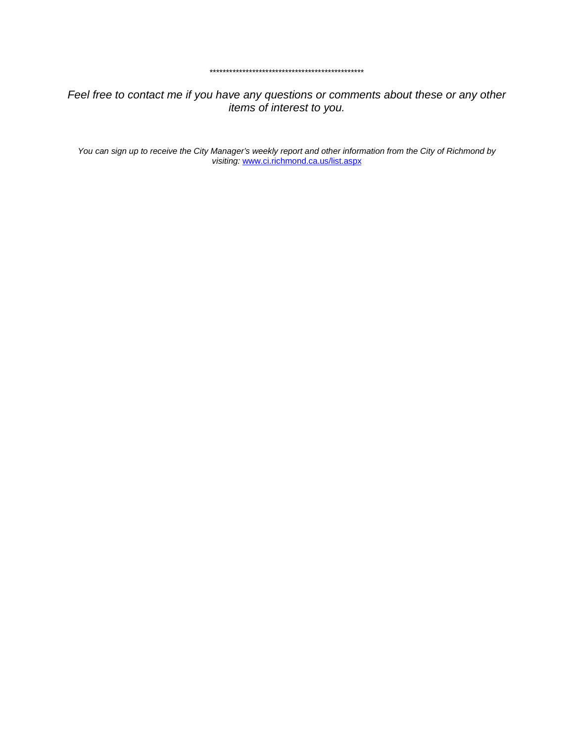***********************************************

*Feel free to contact me if you have any questions or comments about these or any other items of interest to you.*

*You can sign up to receive the City Manager's weekly report and other information from the City of Richmond by visiting:* [www.ci.richmond.ca.us/list.aspx](http://www.ci.richmond.ca.us/list.aspx)